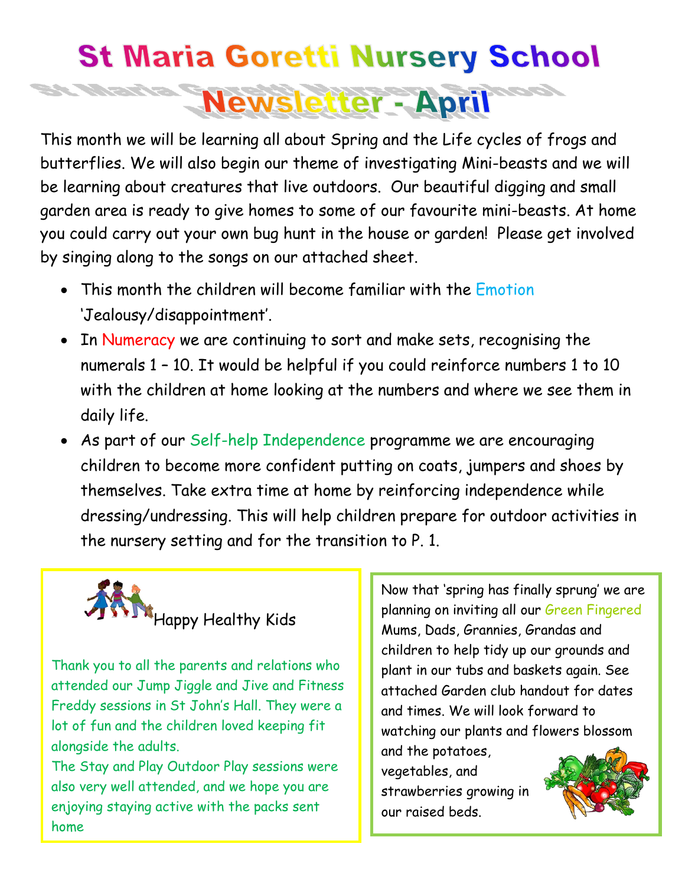# St Maria Goretti Nursery School

## Newsletter - April

This month we will be learning all about Spring and the Life cycles of frogs and butterflies. We will also begin our theme of investigating Mini-beasts and we will be learning about creatures that live outdoors. Our beautiful digging and small garden area is ready to give homes to some of our favourite mini-beasts. At home you could carry out your own bug hunt in the house or garden! Please get involved by singing along to the songs on our attached sheet.

- This month the children will become familiar with the Emotion 'Jealousy/disappointment'.
- In Numeracy we are continuing to sort and make sets, recognising the numerals 1 – 10. It would be helpful if you could reinforce numbers 1 to 10 with the children at home looking at the numbers and where we see them in daily life.
- As part of our Self-help Independence programme we are encouraging children to become more confident putting on coats, jumpers and shoes by themselves. Take extra time at home by reinforcing independence while dressing/undressing. This will help children prepare for outdoor activities in the nursery setting and for the transition to P. 1.

### Happy Healthy Kids

Thank you to all the parents and relations who attended our Jump Jiggle and Jive and Fitness Freddy sessions in St John's Hall. They were a lot of fun and the children loved keeping fit alongside the adults.

The Stay and Play Outdoor Play sessions were also very well attended, and we hope you are enjoying staying active with the packs sent home

Now that 'spring has finally sprung' we are planning on inviting all our Green Fingered Mums, Dads, Grannies, Grandas and children to help tidy up our grounds and plant in our tubs and baskets again. See attached Garden club handout for dates and times. We will look forward to watching our plants and flowers blossom and the potatoes, vegetables, and strawberries growing in our raised beds.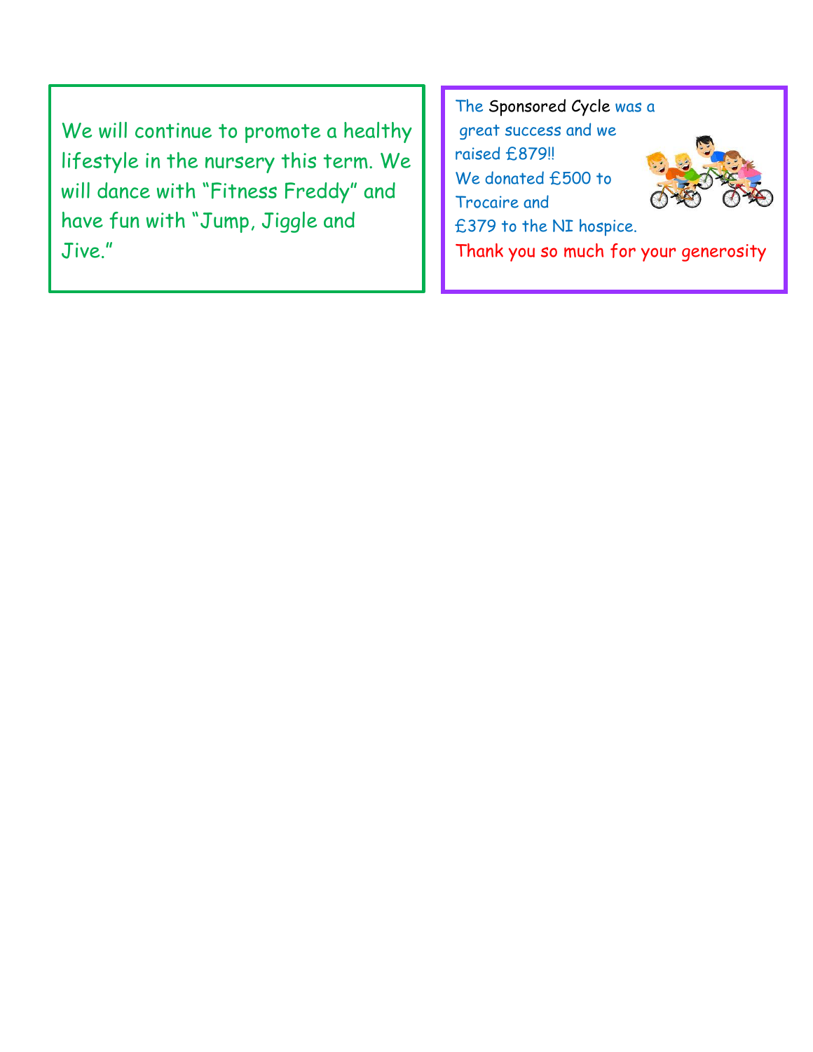We will continue to promote a healthy lifestyle in the nursery this term. We will dance with "Fitness Freddy" and have fun with "Jump, Jiggle and Jive."

The Sponsored Cycle was a great success and we raised £879!!
We donated £500 to Trocaire and
£379 to the NI hospice.
Thank you so much for your generosity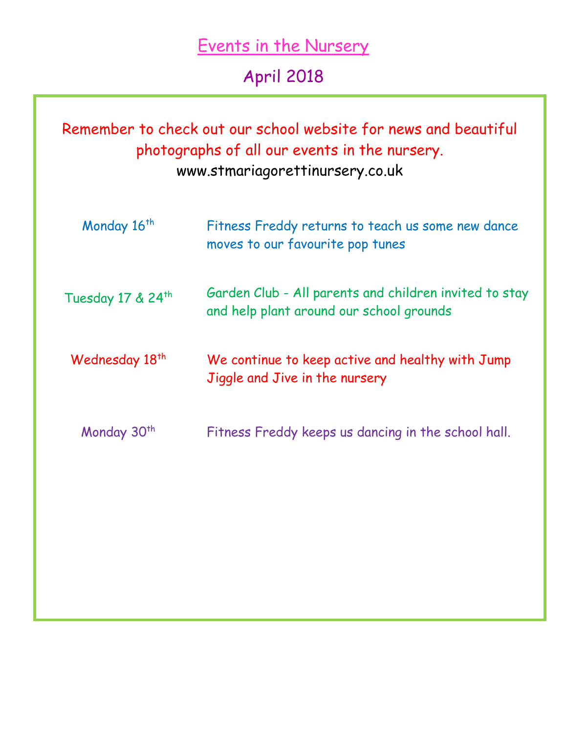# Events in the Nursery

## April 2018

Remember to check out our school website for news and beautiful photographs of all our events in the nursery.

www.stmariagorettinursery.co.uk

| | |
|---|---|
| Monday 16th | Fitness Freddy returns to teach us some new dance moves to our favourite pop tunes |
| Tuesday 17 & 24th | Garden Club - All parents and children invited to stay and help plant around our school grounds |
| Wednesday 18th | We continue to keep active and healthy with Jump Jiggle and Jive in the nursery |
| Monday 30th | Fitness Freddy keeps us dancing in the school hall. |